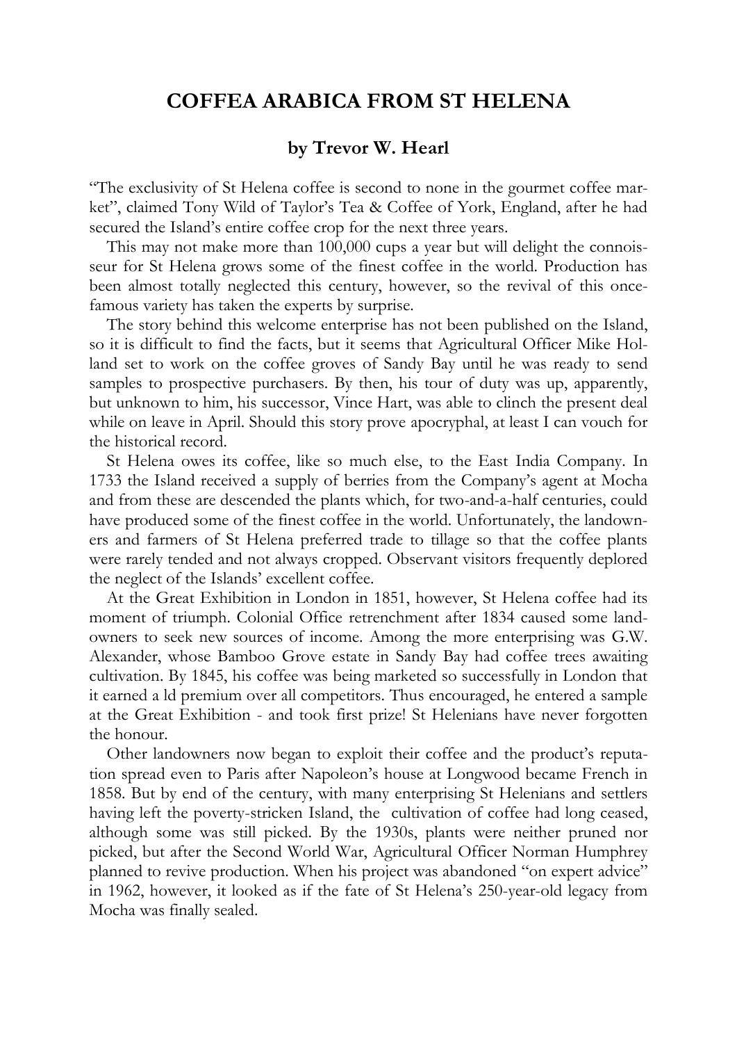# COFFEA ARABICA FROM ST HELENA

### by Trevor W. Hearl

"The exclusivity of St Helena coffee is second to none in the gourmet coffee market", claimed Tony Wild of Taylor's Tea & Coffee of York, England, after he had secured the Island's entire coffee crop for the next three years.

This may not make more than 100,000 cups a year but will delight the connoisseur for St Helena grows some of the finest coffee in the world. Production has been almost totally neglected this century, however, so the revival of this once-famous variety has taken the experts by surprise.

The story behind this welcome enterprise has not been published on the Island, so it is difficult to find the facts, but it seems that Agricultural Officer Mike Holland set to work on the coffee groves of Sandy Bay until he was ready to send samples to prospective purchasers. By then, his tour of duty was up, apparently, but unknown to him, his successor, Vince Hart, was able to clinch the present deal while on leave in April. Should this story prove apocryphal, at least I can vouch for the historical record.

St Helena owes its coffee, like so much else, to the East India Company. In 1733 the Island received a supply of berries from the Company's agent at Mocha and from these are descended the plants which, for two-and-a-half centuries, could have produced some of the finest coffee in the world. Unfortunately, the landowners and farmers of St Helena preferred trade to tillage so that the coffee plants were rarely tended and not always cropped. Observant visitors frequently deplored the neglect of the Islands' excellent coffee.

At the Great Exhibition in London in 1851, however, St Helena coffee had its moment of triumph. Colonial Office retrenchment after 1834 caused some landowners to seek new sources of income. Among the more enterprising was G.W. Alexander, whose Bamboo Grove estate in Sandy Bay had coffee trees awaiting cultivation. By 1845, his coffee was being marketed so successfully in London that it earned a ld premium over all competitors. Thus encouraged, he entered a sample at the Great Exhibition - and took first prize! St Helenians have never forgotten the honour.

Other landowners now began to exploit their coffee and the product's reputation spread even to Paris after Napoleon's house at Longwood became French in 1858. But by end of the century, with many enterprising St Helenians and settlers having left the poverty-stricken Island, the cultivation of coffee had long ceased, although some was still picked. By the 1930s, plants were neither pruned nor picked, but after the Second World War, Agricultural Officer Norman Humphrey planned to revive production. When his project was abandoned "on expert advice" in 1962, however, it looked as if the fate of St Helena's 250-year-old legacy from Mocha was finally sealed.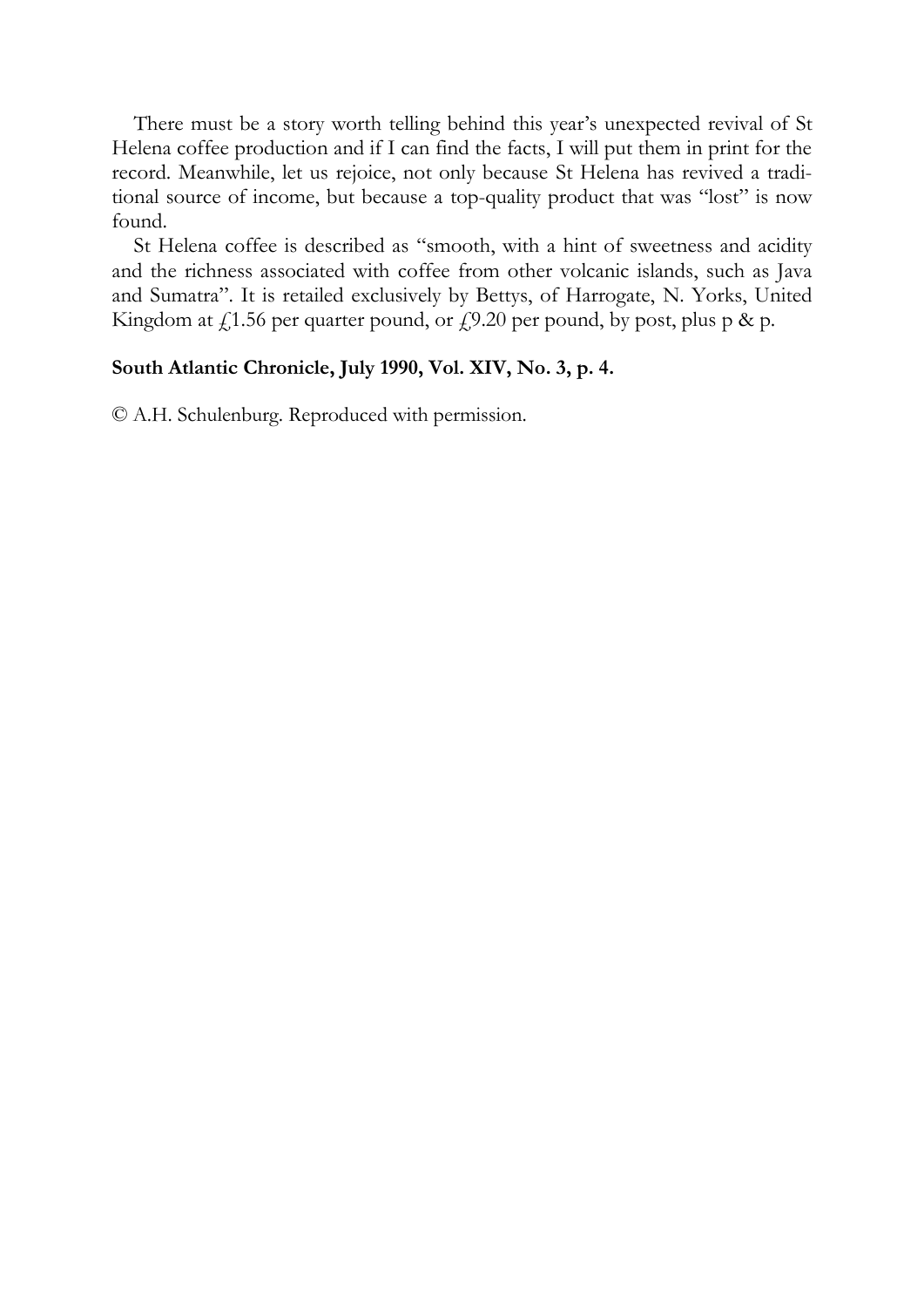There must be a story worth telling behind this year's unexpected revival of St Helena coffee production and if I can find the facts, I will put them in print for the record. Meanwhile, let us rejoice, not only because St Helena has revived a traditional source of income, but because a top-quality product that was "lost" is now found.

St Helena coffee is described as "smooth, with a hint of sweetness and acidity and the richness associated with coffee from other volcanic islands, such as Java and Sumatra". It is retailed exclusively by Bettys, of Harrogate, N. Yorks, United Kingdom at £1.56 per quarter pound, or £9.20 per pound, by post, plus p & p.

**South Atlantic Chronicle, July 1990, Vol. XIV, No. 3, p. 4.**

© A.H. Schulenburg. Reproduced with permission.